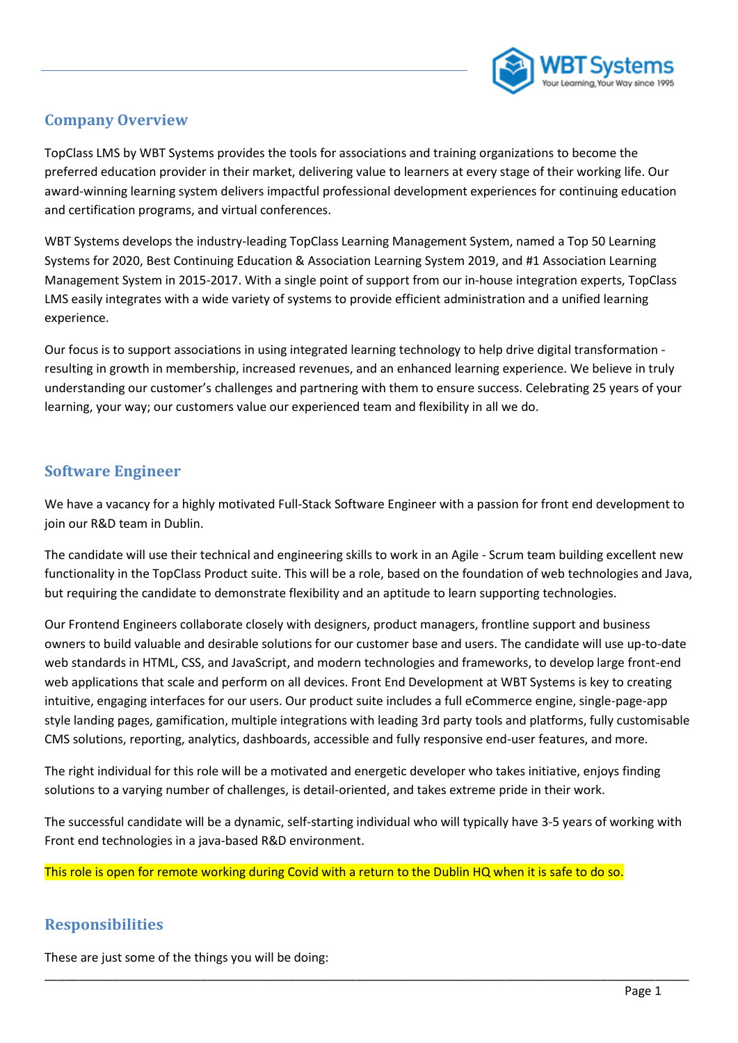## Company Overview

TopClass LMS by WBT Systems provides the tools for associations and training organizations to become the preferred education provider in their market, delivering value to learners at every stage of their working life. Our award-winning learning system delivers impactful professional development experiences for continuing education and certification programs, and virtual conferences.

WBT Systems develops the industry-leading TopClass Learning Management System, named a Top 50 Learning Systems for 2020, Best Continuing Education & Association Learning System 2019, and #1 Association Learning Management System in 2015-2017. With a single point of support from our in-house integration experts, TopClass LMS easily integrates with a wide variety of systems to provide efficient administration and a unified learning experience.

Our focus is to support associations in using integrated learning technology to help drive digital transformation - resulting in growth in membership, increased revenues, and an enhanced learning experience. We believe in truly understanding our customer's challenges and partnering with them to ensure success. Celebrating 25 years of your learning, your way; our customers value our experienced team and flexibility in all we do.

## Software Engineer

We have a vacancy for a highly motivated Full-Stack Software Engineer with a passion for front end development to join our R&D team in Dublin.

The candidate will use their technical and engineering skills to work in an Agile - Scrum team building excellent new functionality in the TopClass Product suite. This will be a role, based on the foundation of web technologies and Java, but requiring the candidate to demonstrate flexibility and an aptitude to learn supporting technologies.

Our Frontend Engineers collaborate closely with designers, product managers, frontline support and business owners to build valuable and desirable solutions for our customer base and users. The candidate will use up-to-date web standards in HTML, CSS, and JavaScript, and modern technologies and frameworks, to develop large front-end web applications that scale and perform on all devices. Front End Development at WBT Systems is key to creating intuitive, engaging interfaces for our users. Our product suite includes a full eCommerce engine, single-page-app style landing pages, gamification, multiple integrations with leading 3rd party tools and platforms, fully customisable CMS solutions, reporting, analytics, dashboards, accessible and fully responsive end-user features, and more.

The right individual for this role will be a motivated and energetic developer who takes initiative, enjoys finding solutions to a varying number of challenges, is detail-oriented, and takes extreme pride in their work.

The successful candidate will be a dynamic, self-starting individual who will typically have 3-5 years of working with Front end technologies in a java-based R&D environment.

This role is open for remote working during Covid with a return to the Dublin HQ when it is safe to do so.

## Responsibilities

These are just some of the things you will be doing: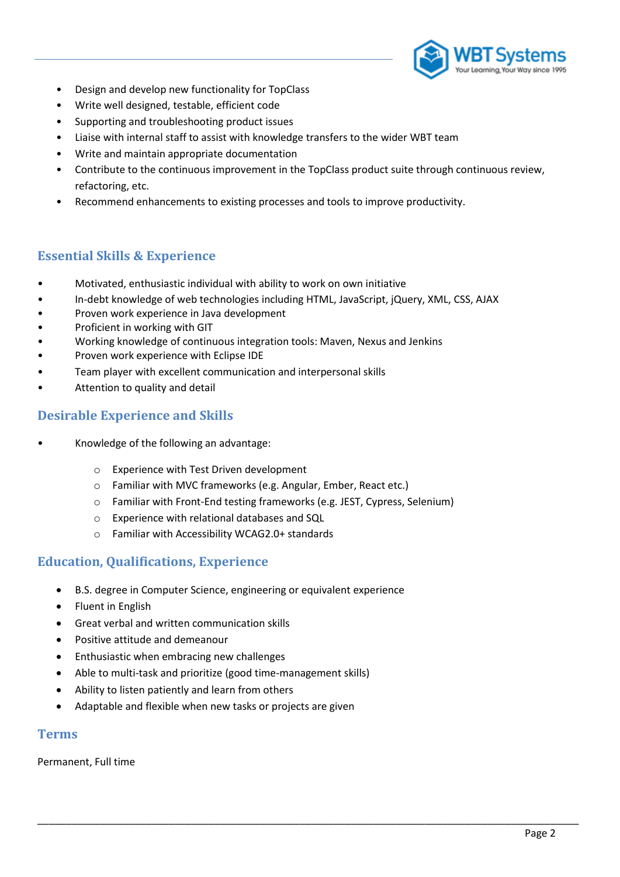- Design and develop new functionality for TopClass
- Write well designed, testable, efficient code
- Supporting and troubleshooting product issues
- Liaise with internal staff to assist with knowledge transfers to the wider WBT team
- Write and maintain appropriate documentation
- Contribute to the continuous improvement in the TopClass product suite through continuous review, refactoring, etc.
- Recommend enhancements to existing processes and tools to improve productivity.

## Essential Skills & Experience

- Motivated, enthusiastic individual with ability to work on own initiative
- In-debt knowledge of web technologies including HTML, JavaScript, jQuery, XML, CSS, AJAX
- Proven work experience in Java development
- Proficient in working with GIT
- Working knowledge of continuous integration tools: Maven, Nexus and Jenkins
- Proven work experience with Eclipse IDE
- Team player with excellent communication and interpersonal skills
- Attention to quality and detail

## Desirable Experience and Skills

- Knowledge of the following an advantage:
  - Experience with Test Driven development
  - Familiar with MVC frameworks (e.g. Angular, Ember, React etc.)
  - Familiar with Front-End testing frameworks (e.g. JEST, Cypress, Selenium)
  - Experience with relational databases and SQL
  - Familiar with Accessibility WCAG2.0+ standards

## Education, Qualifications, Experience

- B.S. degree in Computer Science, engineering or equivalent experience
- Fluent in English
- Great verbal and written communication skills
- Positive attitude and demeanour
- Enthusiastic when embracing new challenges
- Able to multi-task and prioritize (good time-management skills)
- Ability to listen patiently and learn from others
- Adaptable and flexible when new tasks or projects are given

## Terms

Permanent, Full time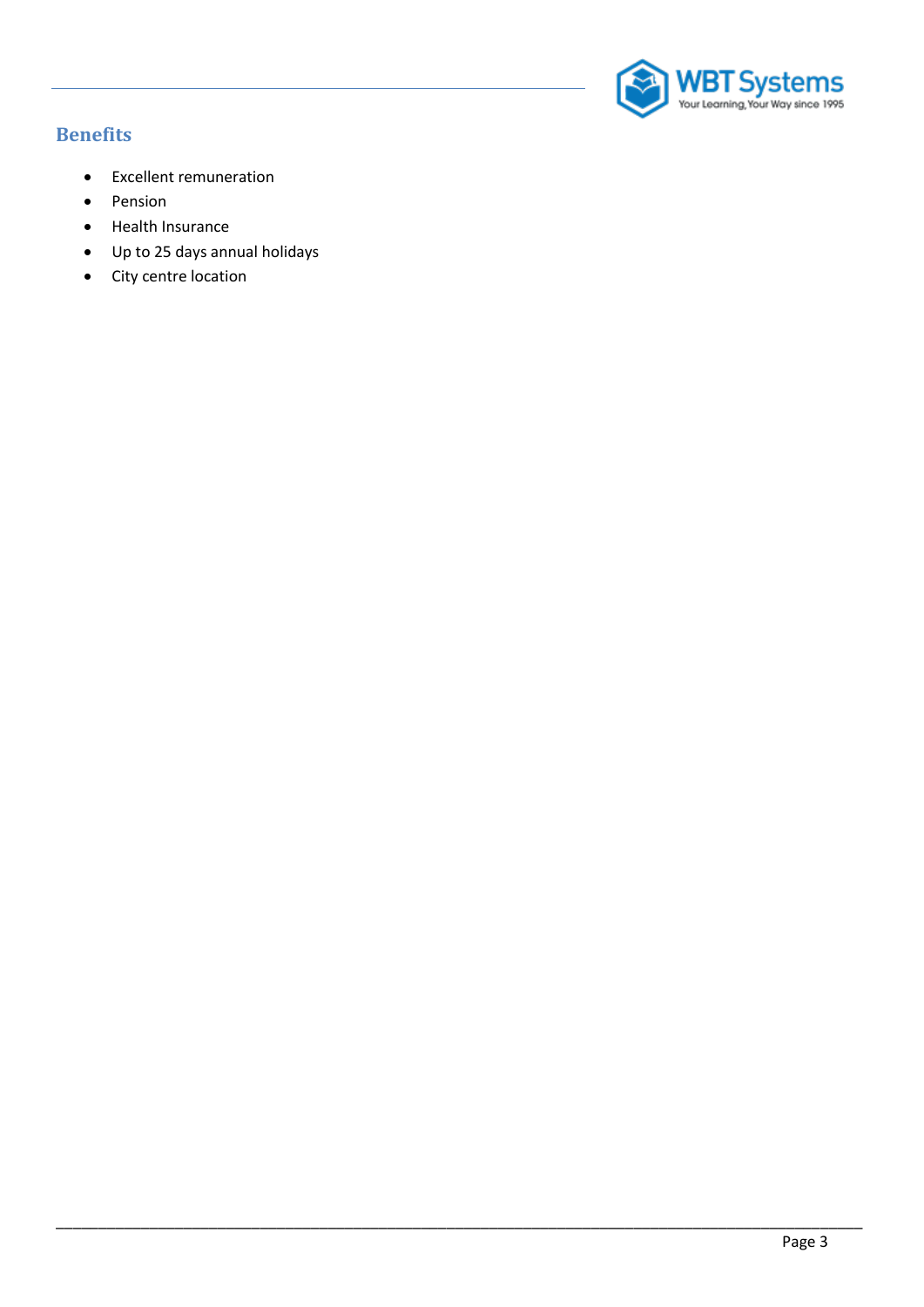## Benefits

- Excellent remuneration
- Pension
- Health Insurance
- Up to 25 days annual holidays
- City centre location